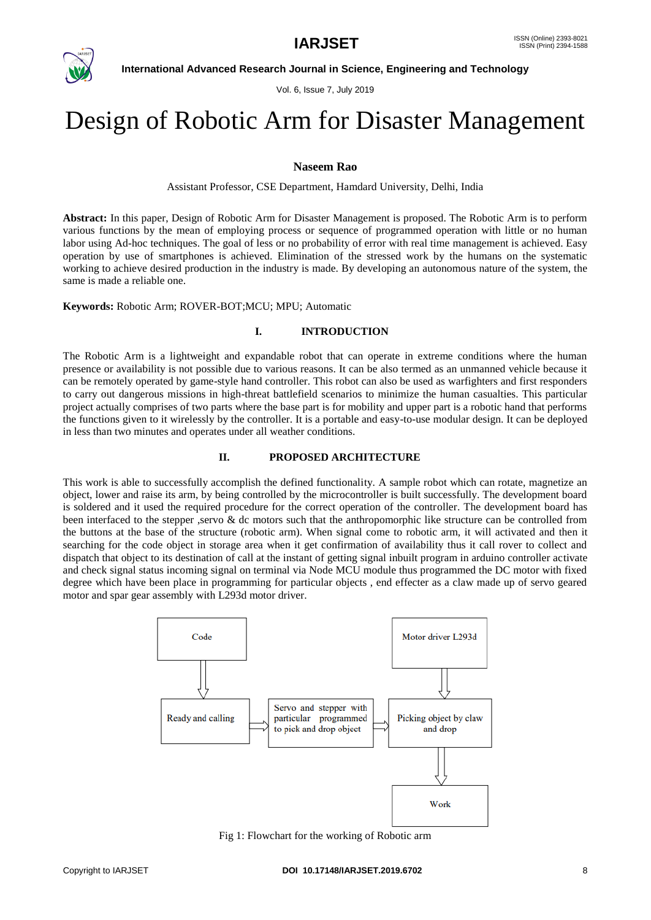# Design of Robotic Arm for Disaster Management

**Naseem Rao**

Assistant Professor, CSE Department, Hamdard University, Delhi, India

**Abstract:** In this paper, Design of Robotic Arm for Disaster Management is proposed. The Robotic Arm is to perform various functions by the mean of employing process or sequence of programmed operation with little or no human labor using Ad-hoc techniques. The goal of less or no probability of error with real time management is achieved. Easy operation by use of smartphones is achieved. Elimination of the stressed work by the humans on the systematic working to achieve desired production in the industry is made. By developing an autonomous nature of the system, the same is made a reliable one.

**Keywords:** Robotic Arm; ROVER-BOT;MCU; MPU; Automatic

## I. INTRODUCTION

The Robotic Arm is a lightweight and expandable robot that can operate in extreme conditions where the human presence or availability is not possible due to various reasons. It can be also termed as an unmanned vehicle because it can be remotely operated by game-style hand controller. This robot can also be used as warfighters and first responders to carry out dangerous missions in high-threat battlefield scenarios to minimize the human casualties. This particular project actually comprises of two parts where the base part is for mobility and upper part is a robotic hand that performs the functions given to it wirelessly by the controller. It is a portable and easy-to-use modular design. It can be deployed in less than two minutes and operates under all weather conditions.

## II. PROPOSED ARCHITECTURE

This work is able to successfully accomplish the defined functionality. A sample robot which can rotate, magnetize an object, lower and raise its arm, by being controlled by the microcontroller is built successfully. The development board is soldered and it used the required procedure for the correct operation of the controller. The development board has been interfaced to the stepper ,servo & dc motors such that the anthropomorphic like structure can be controlled from the buttons at the base of the structure (robotic arm). When signal come to robotic arm, it will activated and then it searching for the code object in storage area when it get confirmation of availability thus it call rover to collect and dispatch that object to its destination of call at the instant of getting signal inbuilt program in arduino controller activate and check signal status incoming signal on terminal via Node MCU module thus programmed the DC motor with fixed degree which have been place in programming for particular objects , end effecter as a claw made up of servo geared motor and spar gear assembly with L293d motor driver.

Code → Ready and calling → Servo and stepper with particular programmed to pick and drop object → Picking object by claw and drop → Work

Motor driver L293d → Picking object by claw and drop

Fig 1: Flowchart for the working of Robotic arm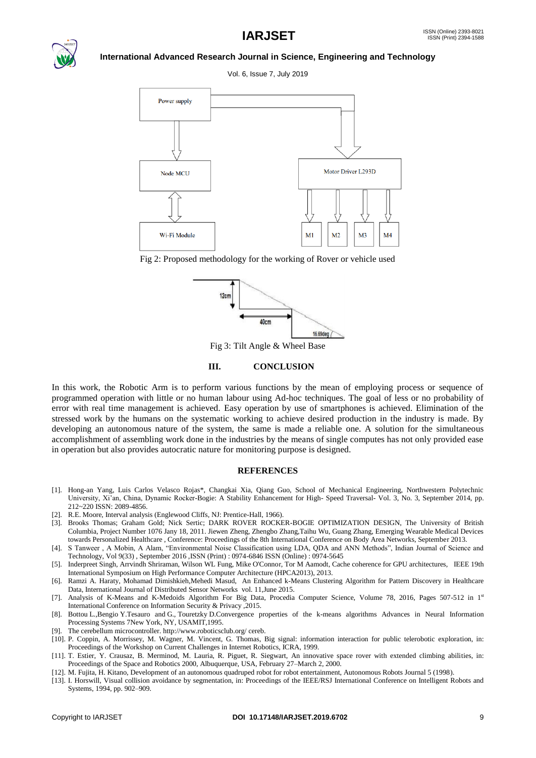Power supply

Node MCU

Wi-Fi Module

Motor Driver L293D

M1 M2 M3 M4

Fig 2: Proposed methodology for the working of Rover or vehicle used

12cm

40cm

16.69deg

Fig 3: Tilt Angle & Wheel Base

## III. CONCLUSION

In this work, the Robotic Arm is to perform various functions by the mean of employing process or sequence of programmed operation with little or no human labour using Ad-hoc techniques. The goal of less or no probability of error with real time management is achieved. Easy operation by use of smartphones is achieved. Elimination of the stressed work by the humans on the systematic working to achieve desired production in the industry is made. By developing an autonomous nature of the system, the same is made a reliable one. A solution for the simultaneous accomplishment of assembling work done in the industries by the means of single computes has not only provided ease in operation but also provides autocratic nature for monitoring purpose is designed.

## REFERENCES

[1]. Hong-an Yang, Luis Carlos Velasco Rojas*, Changkai Xia, Qiang Guo, School of Mechanical Engineering, Northwestern Polytechnic University, Xi'an, China, Dynamic Rocker-Bogie: A Stability Enhancement for High- Speed Traversal- Vol. 3, No. 3, September 2014, pp. 212~220 ISSN: 2089-4856.

[2]. R.E. Moore, Interval analysis (Englewood Cliffs, NJ: Prentice-Hall, 1966).

[3]. Brooks Thomas; Graham Gold; Nick Sertic; DARK ROVER ROCKER-BOGIE OPTIMIZATION DESIGN, The University of British Columbia, Project Number 1076 Jany 18, 2011. Jiewen Zheng, Zhengbo Zhang,Taihu Wu, Guang Zhang, Emerging Wearable Medical Devices towards Personalized Healthcare , Conference: Proceedings of the 8th International Conference on Body Area Networks, September 2013.

[4]. S Tanweer , A Mobin, A Alam, "Environmental Noise Classification using LDA, QDA and ANN Methods", Indian Journal of Science and Technology, Vol 9(33) , September 2016 ,ISSN (Print) : 0974-6846 ISSN (Online) : 0974-5645

[5]. Inderpreet Singh, Arrvindh Shriraman, Wilson WL Fung, Mike O'Connor, Tor M Aamodt, Cache coherence for GPU architectures, IEEE 19th International Symposium on High Performance Computer Architecture (HPCA2013), 2013.

[6]. Ramzi A. Haraty, Mohamad Dimishkieh,Mehedi Masud, An Enhanced k-Means Clustering Algorithm for Pattern Discovery in Healthcare Data, International Journal of Distributed Sensor Networks vol. 11,June 2015.

[7]. Analysis of K-Means and K-Medoids Algorithm For Big Data, Procedia Computer Science, Volume 78, 2016, Pages 507-512 in 1st International Conference on Information Security & Privacy ,2015.

[8]. Bottou L.,Bengio Y.Tesauro and G., Touretzky D.Convergence properties of the k-means algorithms Advances in Neural Information Processing Systems 7New York, NY, USAMIT,1995.

[9]. The cerebellum microcontroller. http://www.roboticsclub.org/ cereb.

[10]. P. Coppin, A. Morrissey, M. Wagner, M. Vincent, G. Thomas, Big signal: information interaction for public telerobotic exploration, in: Proceedings of the Workshop on Current Challenges in Internet Robotics, ICRA, 1999.

[11]. T. Estier, Y. Crausaz, B. Merminod, M. Lauria, R. Piguet, R. Siegwart, An innovative space rover with extended climbing abilities, in: Proceedings of the Space and Robotics 2000, Albuquerque, USA, February 27–March 2, 2000.

[12]. M. Fujita, H. Kitano, Development of an autonomous quadruped robot for robot entertainment, Autonomous Robots Journal 5 (1998).

[13]. I. Horswill, Visual collision avoidance by segmentation, in: Proceedings of the IEEE/RSJ International Conference on Intelligent Robots and Systems, 1994, pp. 902–909.